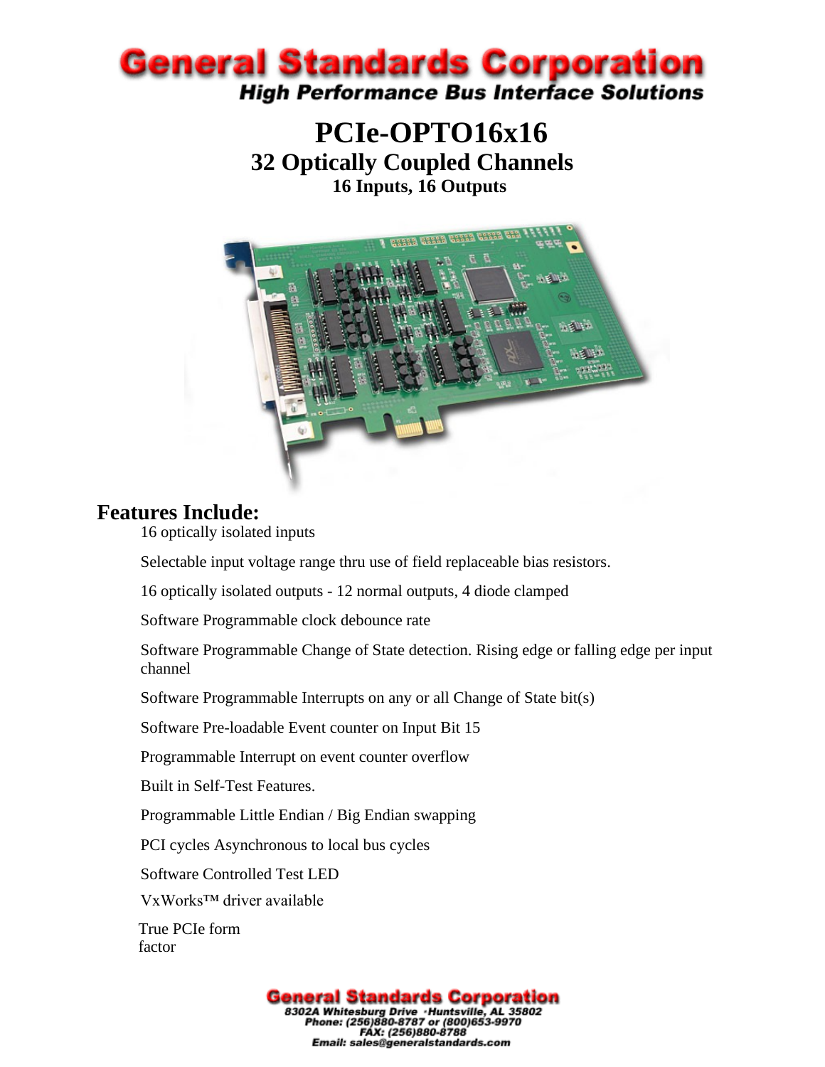# General Standards Corporation

**High Performance Bus Interface Solutions**

# PCIe-OPTO16x16

## 32 Optically Coupled Channels

### 16 Inputs, 16 Outputs

## Features Include:

- 16 optically isolated inputs
- Selectable input voltage range thru use of field replaceable bias resistors.
- 16 optically isolated outputs - 12 normal outputs, 4 diode clamped
- Software Programmable clock debounce rate
- Software Programmable Change of State detection. Rising edge or falling edge per input channel
- Software Programmable Interrupts on any or all Change of State bit(s)
- Software Pre-loadable Event counter on Input Bit 15
- Programmable Interrupt on event counter overflow
- Built in Self-Test Features.
- Programmable Little Endian / Big Endian swapping
- PCI cycles Asynchronous to local bus cycles
- Software Controlled Test LED
- VxWorks™ driver available
- True PCIe form factor

**General Standards Corporation**
8302A Whitesburg Drive · Huntsville, AL 35802
Phone: (256)880-8787 or (800)653-9970
FAX: (256)880-8788
Email: sales@generalstandards.com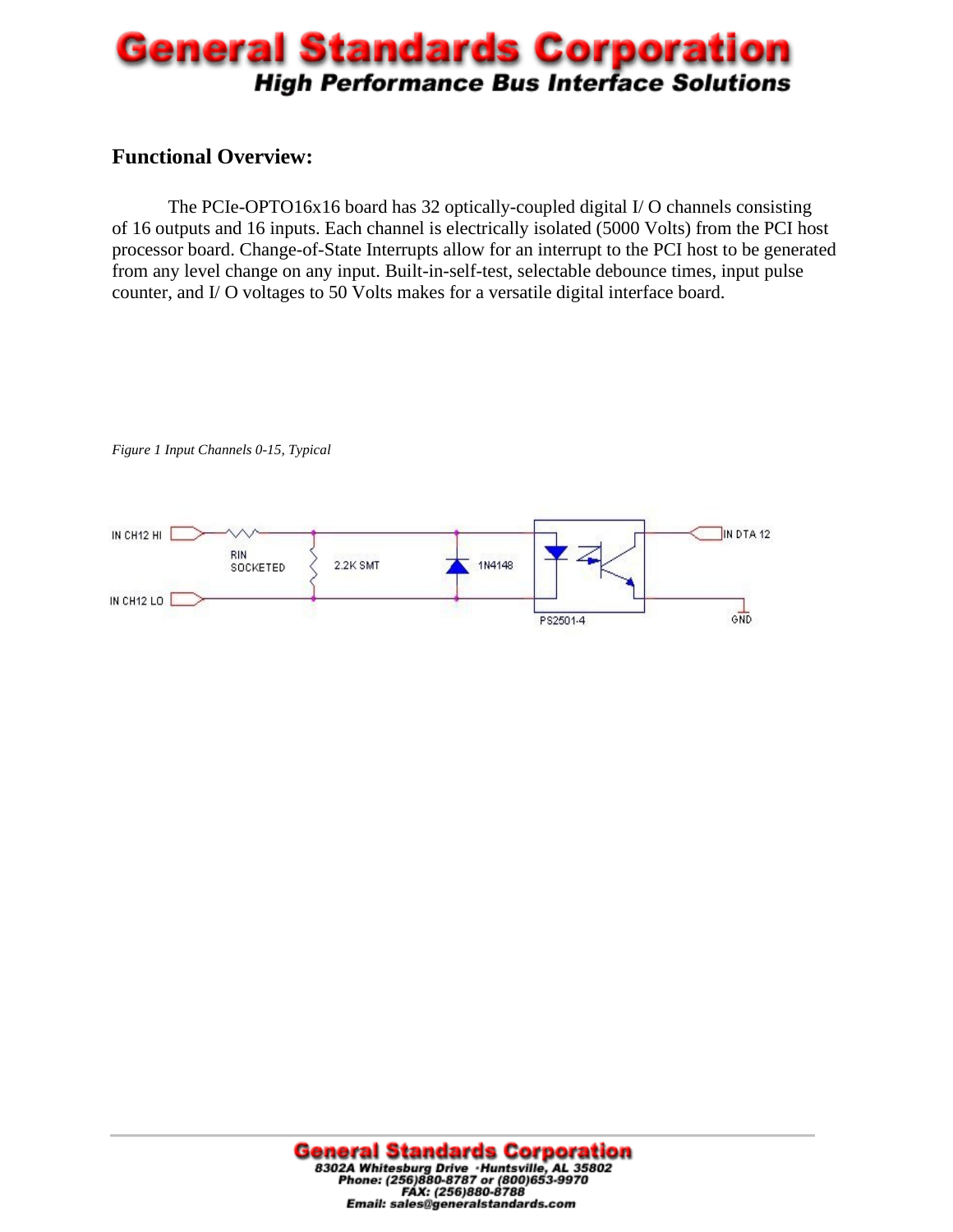## Functional Overview:

The PCIe-OPTO16x16 board has 32 optically-coupled digital I/ O channels consisting of 16 outputs and 16 inputs. Each channel is electrically isolated (5000 Volts) from the PCI host processor board. Change-of-State Interrupts allow for an interrupt to the PCI host to be generated from any level change on any input. Built-in-self-test, selectable debounce times, input pulse counter, and I/ O voltages to 50 Volts makes for a versatile digital interface board.

*Figure 1 Input Channels 0-15, Typical*

IN CH12 HI

RIN SOCKETED

2.2K SMT

1N4148

IN DTA 12

IN CH12 LO

PS2501-4

GND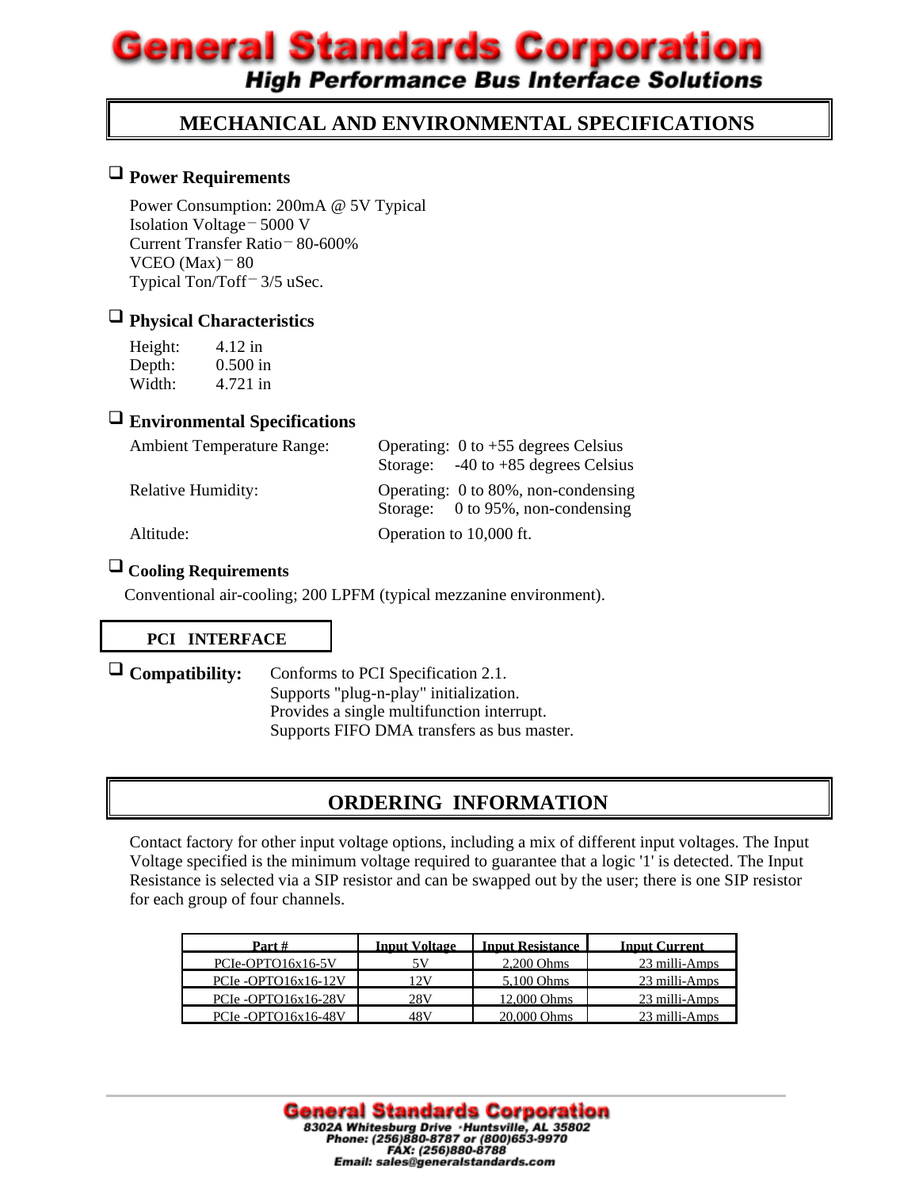## MECHANICAL AND ENVIRONMENTAL SPECIFICATIONS

### Power Requirements

Power Consumption: 200mA @ 5V Typical
Isolation Voltage – 5000 V
Current Transfer Ratio – 80-600%
VCEO (Max) – 80
Typical Ton/Toff – 3/5 uSec.

### Physical Characteristics

Height: 4.12 in
Depth: 0.500 in
Width: 4.721 in

### Environmental Specifications

Ambient Temperature Range: Operating: 0 to +55 degrees Celsius
Storage: -40 to +85 degrees Celsius

Relative Humidity: Operating: 0 to 80%, non-condensing
Storage: 0 to 95%, non-condensing

Altitude: Operation to 10,000 ft.

### Cooling Requirements

Conventional air-cooling; 200 LPFM (typical mezzanine environment).

## PCI INTERFACE

### Compatibility:

Conforms to PCI Specification 2.1.
Supports "plug-n-play" initialization.
Provides a single multifunction interrupt.
Supports FIFO DMA transfers as bus master.

## ORDERING INFORMATION

Contact factory for other input voltage options, including a mix of different input voltages. The Input Voltage specified is the minimum voltage required to guarantee that a logic '1' is detected. The Input Resistance is selected via a SIP resistor and can be swapped out by the user; there is one SIP resistor for each group of four channels.

| Part # | Input Voltage | Input Resistance | Input Current |
|---|---|---|---|
| PCIe-OPTO16x16-5V | 5V | 2,200 Ohms | 23 milli-Amps |
| PCIe -OPTO16x16-12V | 12V | 5,100 Ohms | 23 milli-Amps |
| PCIe -OPTO16x16-28V | 28V | 12,000 Ohms | 23 milli-Amps |
| PCIe -OPTO16x16-48V | 48V | 20,000 Ohms | 23 milli-Amps |

**General Standards Corporation**
8302A Whitesburg Drive · Huntsville, AL 35802
Phone: (256)880-8787 or (800)653-9970
FAX: (256)880-8788
Email: sales@generalstandards.com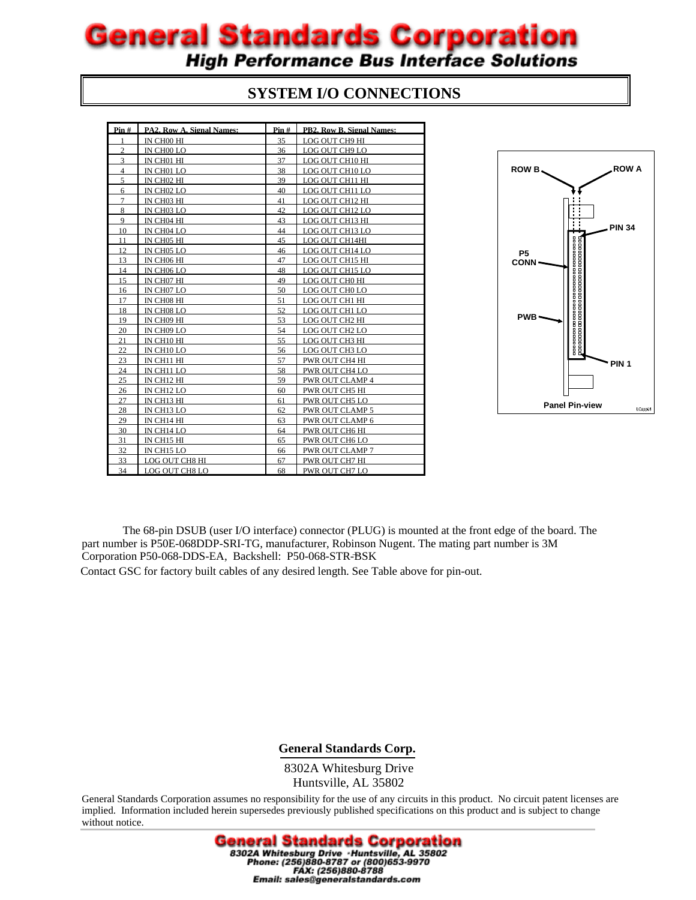# SYSTEM I/O CONNECTIONS

| Pin # | PA2, Row A, Signal Names: | Pin # | PB2, Row B, Signal Names: |
|---|---|---|---|
| 1 | IN CH00 HI | 35 | LOG OUT CH9 HI |
| 2 | IN CH00 LO | 36 | LOG OUT CH9 LO |
| 3 | IN CH01 HI | 37 | LOG OUT CH10 HI |
| 4 | IN CH01 LO | 38 | LOG OUT CH10 LO |
| 5 | IN CH02 HI | 39 | LOG OUT CH11 HI |
| 6 | IN CH02 LO | 40 | LOG OUT CH11 LO |
| 7 | IN CH03 HI | 41 | LOG OUT CH12 HI |
| 8 | IN CH03 LO | 42 | LOG OUT CH12 LO |
| 9 | IN CH04 HI | 43 | LOG OUT CH13 HI |
| 10 | IN CH04 LO | 44 | LOG OUT CH13 LO |
| 11 | IN CH05 HI | 45 | LOG OUT CH14HI |
| 12 | IN CH05 LO | 46 | LOG OUT CH14 LO |
| 13 | IN CH06 HI | 47 | LOG OUT CH15 HI |
| 14 | IN CH06 LO | 48 | LOG OUT CH15 LO |
| 15 | IN CH07 HI | 49 | LOG OUT CH0 HI |
| 16 | IN CH07 LO | 50 | LOG OUT CH0 LO |
| 17 | IN CH08 HI | 51 | LOG OUT CH1 HI |
| 18 | IN CH08 LO | 52 | LOG OUT CH1 LO |
| 19 | IN CH09 HI | 53 | LOG OUT CH2 HI |
| 20 | IN CH09 LO | 54 | LOG OUT CH2 LO |
| 21 | IN CH10 HI | 55 | LOG OUT CH3 HI |
| 22 | IN CH10 LO | 56 | LOG OUT CH3 LO |
| 23 | IN CH11 HI | 57 | PWR OUT CH4 HI |
| 24 | IN CH11 LO | 58 | PWR OUT CH4 LO |
| 25 | IN CH12 HI | 59 | PWR OUT CLAMP 4 |
| 26 | IN CH12 LO | 60 | PWR OUT CH5 HI |
| 27 | IN CH13 HI | 61 | PWR OUT CH5 LO |
| 28 | IN CH13 LO | 62 | PWR OUT CLAMP 5 |
| 29 | IN CH14 HI | 63 | PWR OUT CLAMP 6 |
| 30 | IN CH14 LO | 64 | PWR OUT CH6 HI |
| 31 | IN CH15 HI | 65 | PWR OUT CH6 LO |
| 32 | IN CH15 LO | 66 | PWR OUT CLAMP 7 |
| 33 | LOG OUT CH8 HI | 67 | PWR OUT CH7 HI |
| 34 | LOG OUT CH8 LO | 68 | PWR OUT CH7 LO |

ROW B
ROW A
PIN 34
P5 CONN
PWB
PIN 1
Panel Pin-view

The 68-pin DSUB (user I/O interface) connector (PLUG) is mounted at the front edge of the board. The part number is P50E-068DDP-SRI-TG, manufacturer, Robinson Nugent. The mating part number is 3M Corporation P50-068-DDS-EA, Backshell: P50-068-STR-BSK

Contact GSC for factory built cables of any desired length. See Table above for pin-out.

**General Standards Corp.**

8302A Whitesburg Drive
Huntsville, AL 35802

General Standards Corporation assumes no responsibility for the use of any circuits in this product. No circuit patent licenses are implied. Information included herein supersedes previously published specifications on this product and is subject to change without notice.